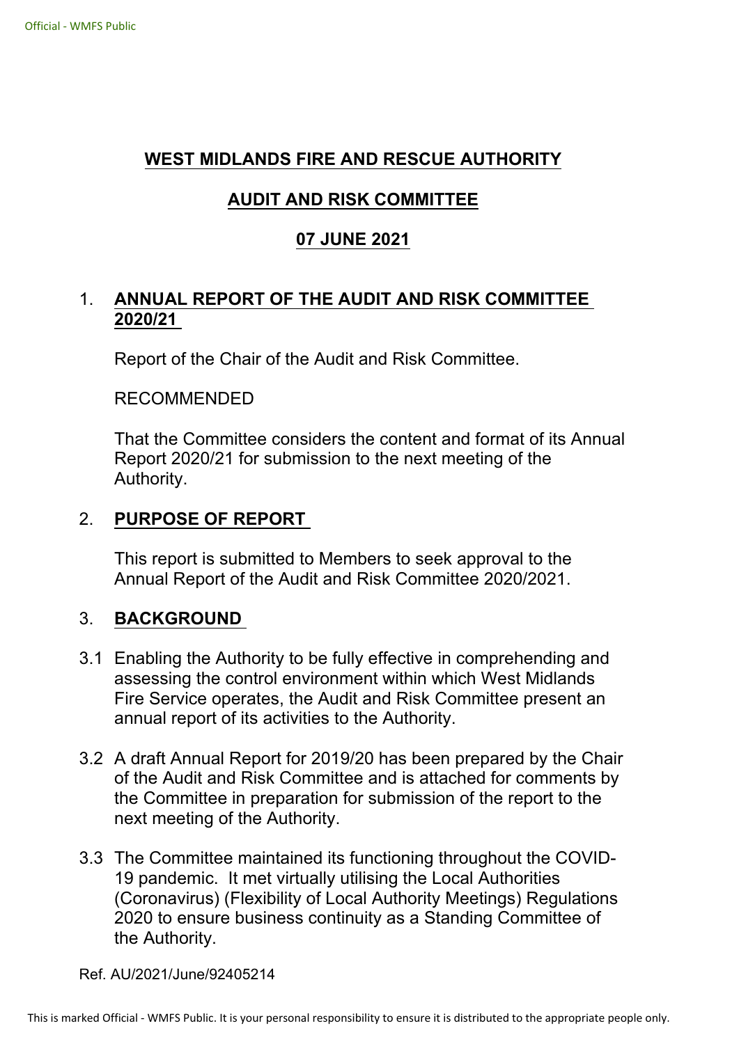# WEST MIDLANDS FIRE AND RESCUE AUTHORITY

## AUDIT AND RISK COMMITTEE

## 07 JUNE 2021

1. **ANNUAL REPORT OF THE AUDIT AND RISK COMMITTEE 2020/21**

   Report of the Chair of the Audit and Risk Committee.

   RECOMMENDED

   That the Committee considers the content and format of its Annual Report 2020/21 for submission to the next meeting of the Authority.

2. **PURPOSE OF REPORT**

   This report is submitted to Members to seek approval to the Annual Report of the Audit and Risk Committee 2020/2021.

3. **BACKGROUND**

3.1 Enabling the Authority to be fully effective in comprehending and assessing the control environment within which West Midlands Fire Service operates, the Audit and Risk Committee present an annual report of its activities to the Authority.

3.2 A draft Annual Report for 2019/20 has been prepared by the Chair of the Audit and Risk Committee and is attached for comments by the Committee in preparation for submission of the report to the next meeting of the Authority.

3.3 The Committee maintained its functioning throughout the COVID-19 pandemic. It met virtually utilising the Local Authorities (Coronavirus) (Flexibility of Local Authority Meetings) Regulations 2020 to ensure business continuity as a Standing Committee of the Authority.

Ref. AU/2021/June/92405214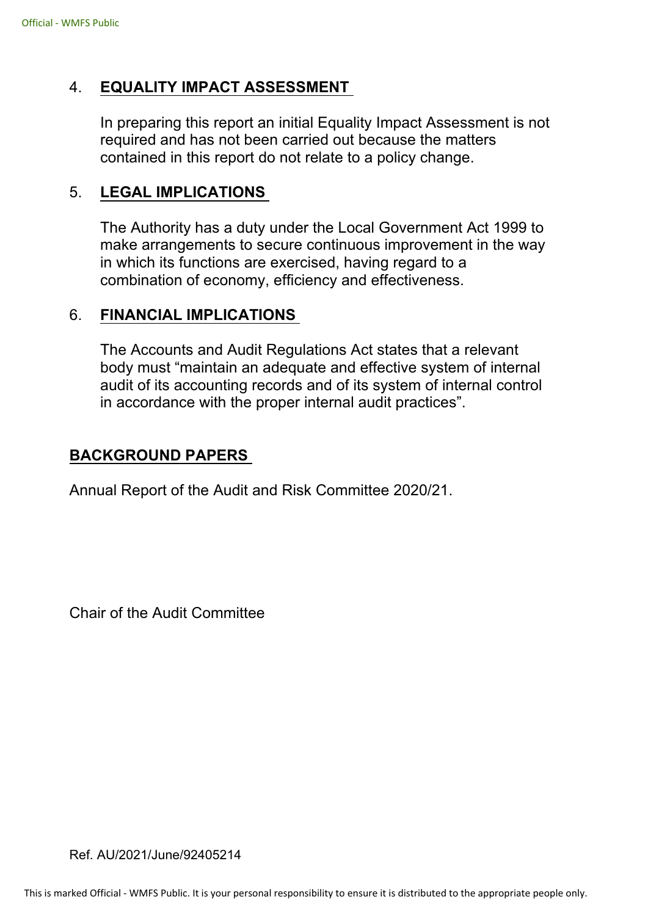## 4. **EQUALITY IMPACT ASSESSMENT**

In preparing this report an initial Equality Impact Assessment is not required and has not been carried out because the matters contained in this report do not relate to a policy change.

## 5. **LEGAL IMPLICATIONS**

The Authority has a duty under the Local Government Act 1999 to make arrangements to secure continuous improvement in the way in which its functions are exercised, having regard to a combination of economy, efficiency and effectiveness.

## 6. **FINANCIAL IMPLICATIONS**

The Accounts and Audit Regulations Act states that a relevant body must "maintain an adequate and effective system of internal audit of its accounting records and of its system of internal control in accordance with the proper internal audit practices".

## **BACKGROUND PAPERS**

Annual Report of the Audit and Risk Committee 2020/21.

Chair of the Audit Committee

Ref. AU/2021/June/92405214